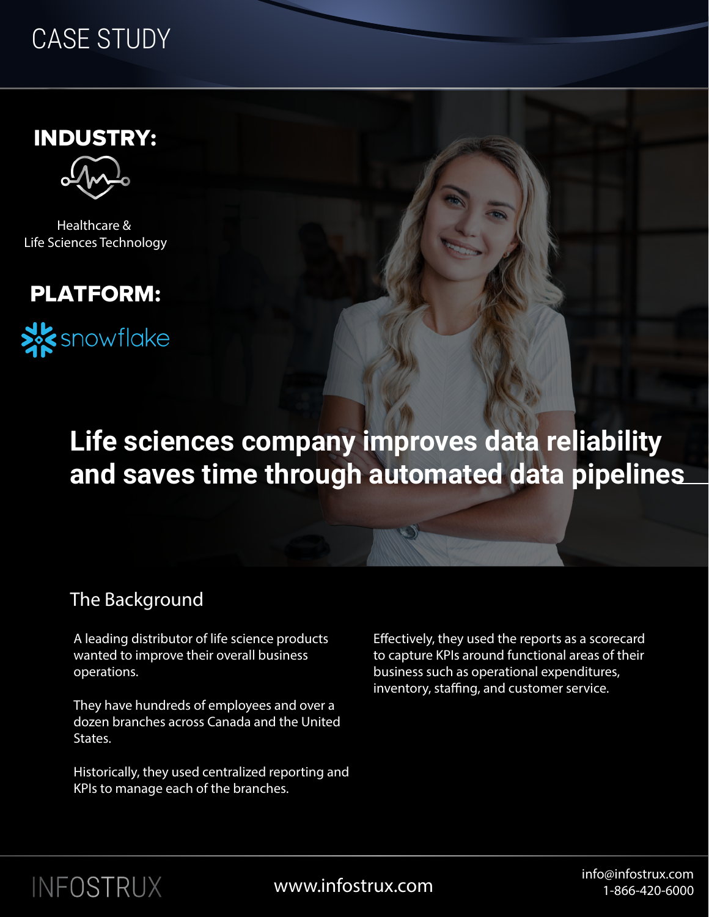# CASE STUDY

**INDUSTRY:**

Healthcare & Life Sciences Technology

**PLATFORM:**

snowflake

## Life sciences company improves data reliability and saves time through automated data pipelines

### The Background

A leading distributor of life science products wanted to improve their overall business operations.

They have hundreds of employees and over a dozen branches across Canada and the United States.

Historically, they used centralized reporting and KPIs to manage each of the branches.

Effectively, they used the reports as a scorecard to capture KPIs around functional areas of their business such as operational expenditures, inventory, staffing, and customer service.

INFOSTRUX

www.infostrux.com

info@infostrux.com
1-866-420-6000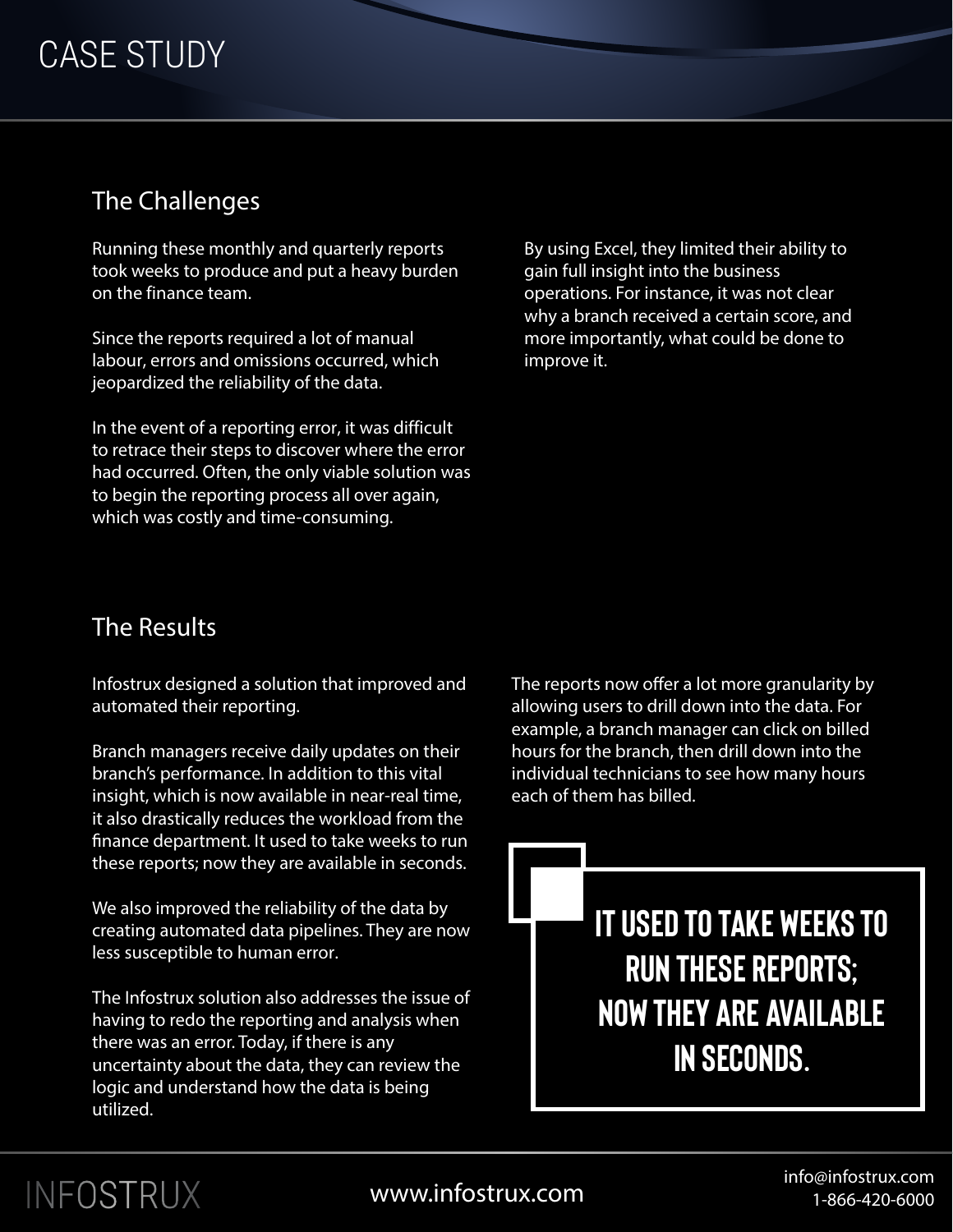# CASE STUDY

## The Challenges

Running these monthly and quarterly reports took weeks to produce and put a heavy burden on the finance team.

Since the reports required a lot of manual labour, errors and omissions occurred, which jeopardized the reliability of the data.

In the event of a reporting error, it was difficult to retrace their steps to discover where the error had occurred. Often, the only viable solution was to begin the reporting process all over again, which was costly and time-consuming.

By using Excel, they limited their ability to gain full insight into the business operations. For instance, it was not clear why a branch received a certain score, and more importantly, what could be done to improve it.

## The Results

Infostrux designed a solution that improved and automated their reporting.

Branch managers receive daily updates on their branch's performance. In addition to this vital insight, which is now available in near-real time, it also drastically reduces the workload from the finance department. It used to take weeks to run these reports; now they are available in seconds.

We also improved the reliability of the data by creating automated data pipelines. They are now less susceptible to human error.

The Infostrux solution also addresses the issue of having to redo the reporting and analysis when there was an error. Today, if there is any uncertainty about the data, they can review the logic and understand how the data is being utilized.

The reports now offer a lot more granularity by allowing users to drill down into the data. For example, a branch manager can click on billed hours for the branch, then drill down into the individual technicians to see how many hours each of them has billed.

> **IT USED TO TAKE WEEKS TO RUN THESE REPORTS; NOW THEY ARE AVAILABLE IN SECONDS.**

INFOSTRUX

www.infostrux.com

info@infostrux.com
1-866-420-6000